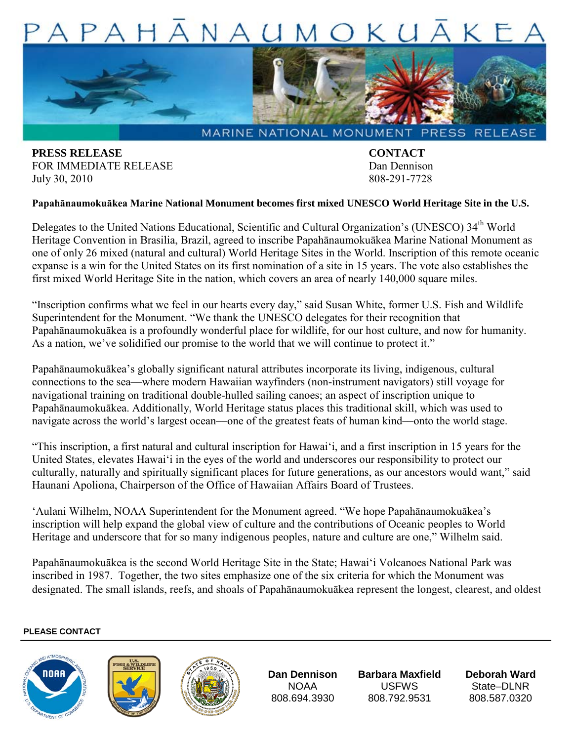# PAPAHĀNAUMOKUĀKEA

MARINE NATIONAL MONUMENT PRESS RELEASE

**PRESS RELEASE**
FOR IMMEDIATE RELEASE
July 30, 2010

**CONTACT**
Dan Dennison
808-291-7728

**Papahānaumokuākea Marine National Monument becomes first mixed UNESCO World Heritage Site in the U.S.**

Delegates to the United Nations Educational, Scientific and Cultural Organization's (UNESCO) 34th World Heritage Convention in Brasilia, Brazil, agreed to inscribe Papahānaumokuākea Marine National Monument as one of only 26 mixed (natural and cultural) World Heritage Sites in the World. Inscription of this remote oceanic expanse is a win for the United States on its first nomination of a site in 15 years. The vote also establishes the first mixed World Heritage Site in the nation, which covers an area of nearly 140,000 square miles.

"Inscription confirms what we feel in our hearts every day," said Susan White, former U.S. Fish and Wildlife Superintendent for the Monument. "We thank the UNESCO delegates for their recognition that Papahānaumokuākea is a profoundly wonderful place for wildlife, for our host culture, and now for humanity. As a nation, we've solidified our promise to the world that we will continue to protect it."

Papahānaumokuākea's globally significant natural attributes incorporate its living, indigenous, cultural connections to the sea—where modern Hawaiian wayfinders (non-instrument navigators) still voyage for navigational training on traditional double-hulled sailing canoes; an aspect of inscription unique to Papahānaumokuākea. Additionally, World Heritage status places this traditional skill, which was used to navigate across the world's largest ocean—one of the greatest feats of human kind—onto the world stage.

"This inscription, a first natural and cultural inscription for Hawai'i, and a first inscription in 15 years for the United States, elevates Hawai'i in the eyes of the world and underscores our responsibility to protect our culturally, naturally and spiritually significant places for future generations, as our ancestors would want," said Haunani Apoliona, Chairperson of the Office of Hawaiian Affairs Board of Trustees.

'Aulani Wilhelm, NOAA Superintendent for the Monument agreed. "We hope Papahānaumokuākea's inscription will help expand the global view of culture and the contributions of Oceanic peoples to World Heritage and underscore that for so many indigenous peoples, nature and culture are one," Wilhelm said.

Papahānaumokuākea is the second World Heritage Site in the State; Hawai'i Volcanoes National Park was inscribed in 1987. Together, the two sites emphasize one of the six criteria for which the Monument was designated. The small islands, reefs, and shoals of Papahānaumokuākea represent the longest, clearest, and oldest

**PLEASE CONTACT**

| Dan Dennison | Barbara Maxfield | Deborah Ward |
|---|---|---|
| NOAA | USFWS | State–DLNR |
| 808.694.3930 | 808.792.9531 | 808.587.0320 |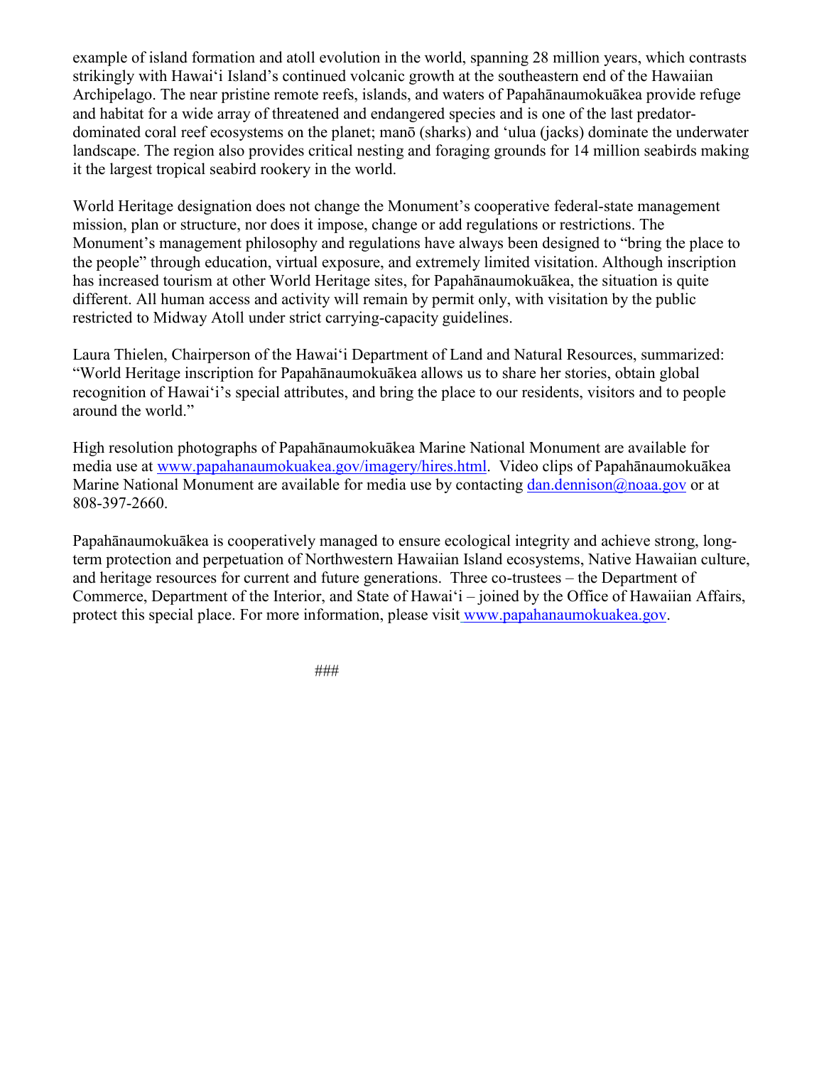example of island formation and atoll evolution in the world, spanning 28 million years, which contrasts strikingly with Hawaiʻi Island's continued volcanic growth at the southeastern end of the Hawaiian Archipelago. The near pristine remote reefs, islands, and waters of Papahānaumokuākea provide refuge and habitat for a wide array of threatened and endangered species and is one of the last predator-dominated coral reef ecosystems on the planet; manō (sharks) and ʻulua (jacks) dominate the underwater landscape. The region also provides critical nesting and foraging grounds for 14 million seabirds making it the largest tropical seabird rookery in the world.

World Heritage designation does not change the Monument's cooperative federal-state management mission, plan or structure, nor does it impose, change or add regulations or restrictions. The Monument's management philosophy and regulations have always been designed to "bring the place to the people" through education, virtual exposure, and extremely limited visitation. Although inscription has increased tourism at other World Heritage sites, for Papahānaumokuākea, the situation is quite different. All human access and activity will remain by permit only, with visitation by the public restricted to Midway Atoll under strict carrying-capacity guidelines.

Laura Thielen, Chairperson of the Hawaiʻi Department of Land and Natural Resources, summarized: "World Heritage inscription for Papahānaumokuākea allows us to share her stories, obtain global recognition of Hawaiʻi's special attributes, and bring the place to our residents, visitors and to people around the world."

High resolution photographs of Papahānaumokuākea Marine National Monument are available for media use at [www.papahanaumokuakea.gov/imagery/hires.html](www.papahanaumokuakea.gov/imagery/hires.html). Video clips of Papahānaumokuākea Marine National Monument are available for media use by contacting [dan.dennison@noaa.gov](mailto:dan.dennison@noaa.gov) or at 808-397-2660.

Papahānaumokuākea is cooperatively managed to ensure ecological integrity and achieve strong, long-term protection and perpetuation of Northwestern Hawaiian Island ecosystems, Native Hawaiian culture, and heritage resources for current and future generations. Three co-trustees – the Department of Commerce, Department of the Interior, and State of Hawaiʻi – joined by the Office of Hawaiian Affairs, protect this special place. For more information, please visit [www.papahanaumokuakea.gov](www.papahanaumokuakea.gov).

###